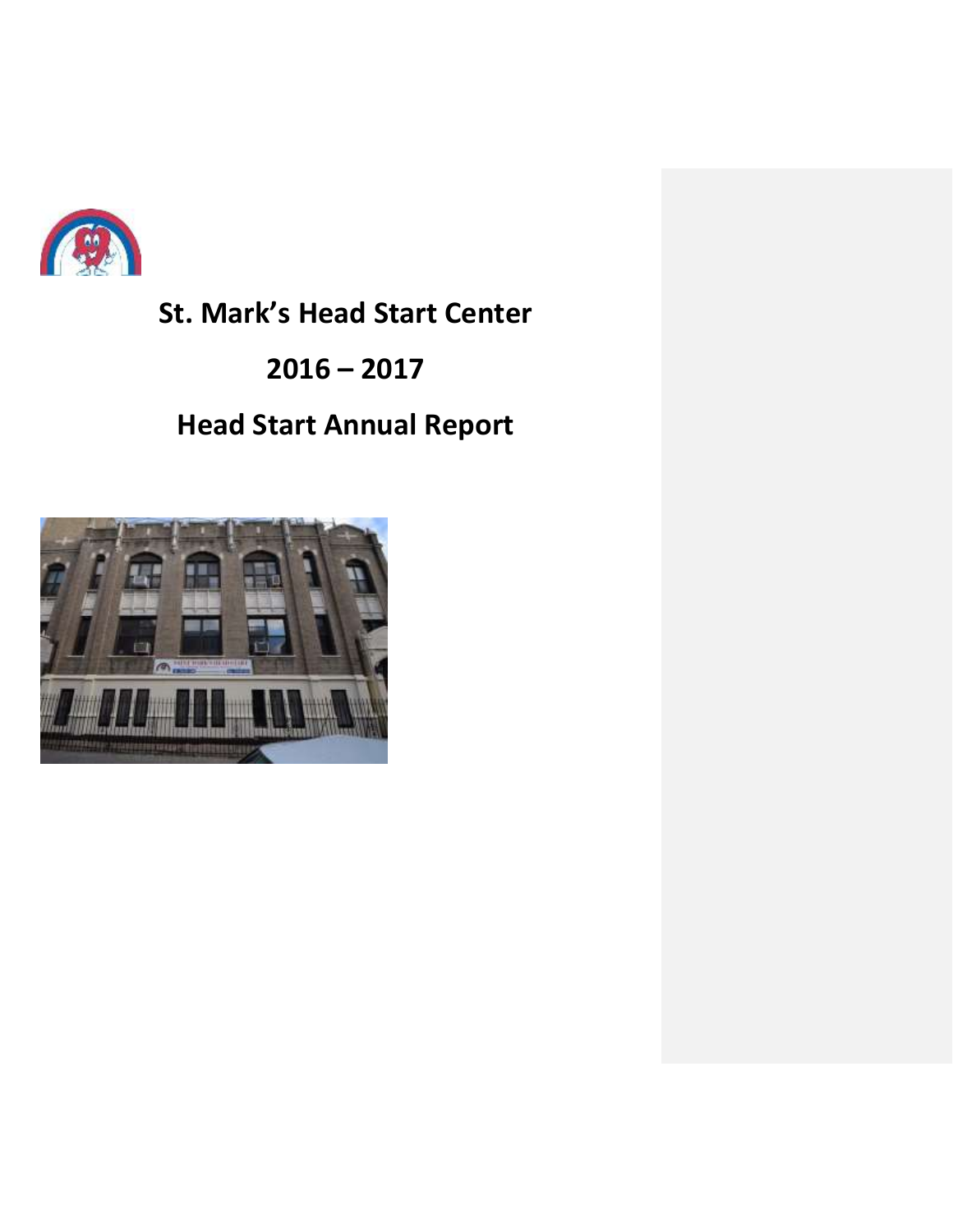# St. Mark's Head Start Center

# 2016 – 2017

# Head Start Annual Report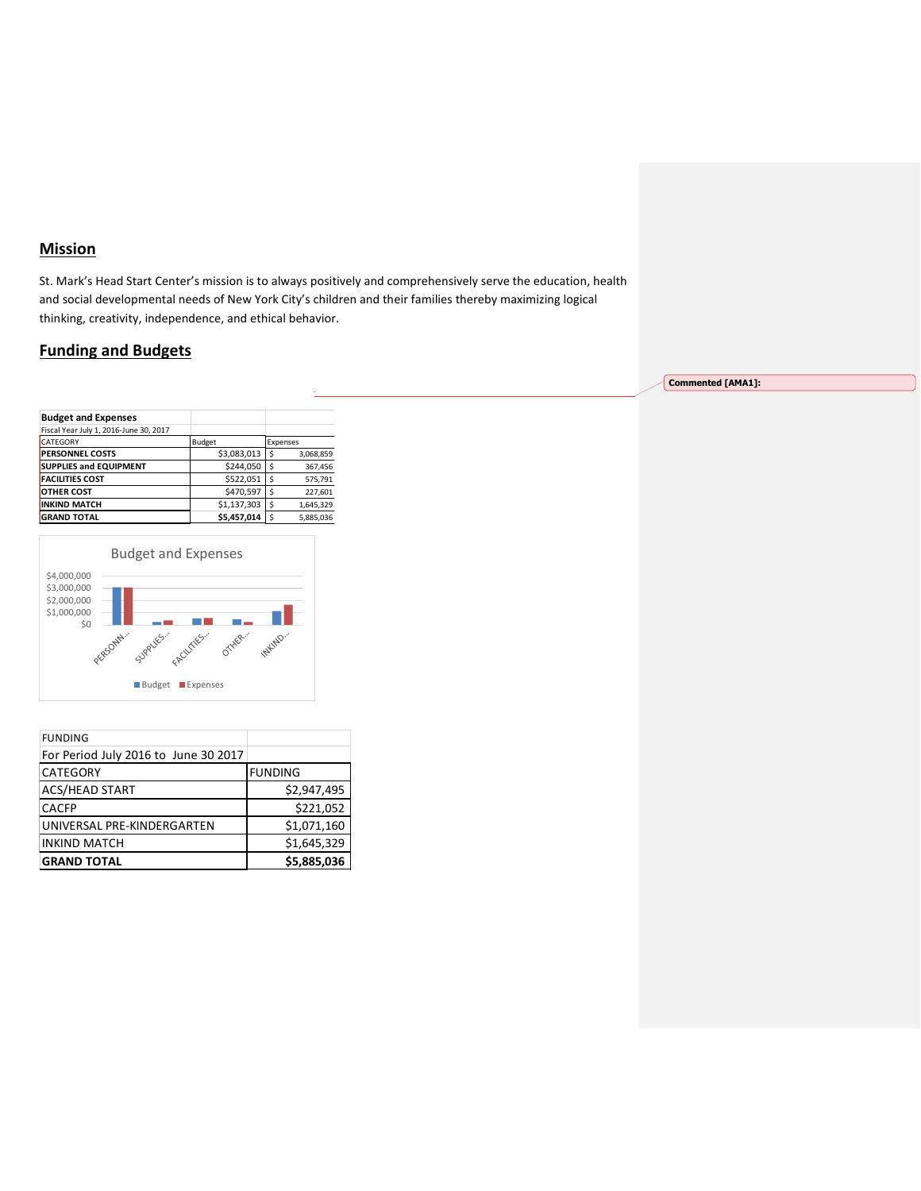## Mission

St. Mark's Head Start Center's mission is to always positively and comprehensively serve the education, health and social developmental needs of New York City's children and their families thereby maximizing logical thinking, creativity, independence, and ethical behavior.

## Funding and Budgets

**Budget and Expenses**
Fiscal Year July 1, 2016-June 30, 2017

| CATEGORY | Budget | Expenses |
|---|---|---|
| **PERSONNEL COSTS** | $3,083,013 | $ 3,068,859 |
| **SUPPLIES and EQUIPMENT** | $244,050 | $ 367,456 |
| **FACILITIES COST** | $522,051 | $ 575,791 |
| **OTHER COST** | $470,597 | $ 227,601 |
| **INKIND MATCH** | $1,137,303 | $ 1,645,329 |
| **GRAND TOTAL** | **$5,457,014** | $ 5,885,036 |

Budget and Expenses

FUNDING
For Period July 2016 to June 30 2017

| CATEGORY | FUNDING |
|---|---|
| ACS/HEAD START | $2,947,495 |
| CACFP | $221,052 |
| UNIVERSAL PRE-KINDERGARTEN | $1,071,160 |
| INKIND MATCH | $1,645,329 |
| **GRAND TOTAL** | **$5,885,036** |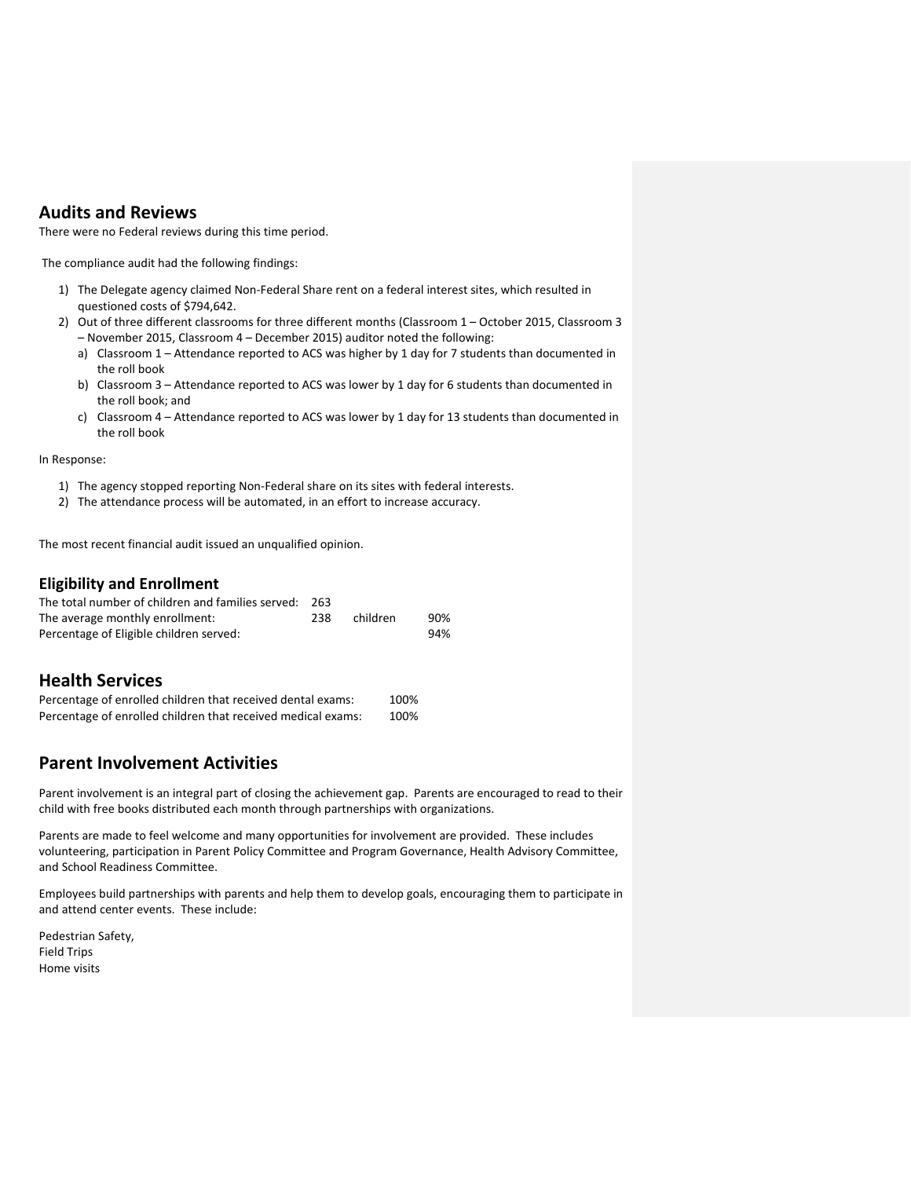## Audits and Reviews

There were no Federal reviews during this time period.

The compliance audit had the following findings:

1) The Delegate agency claimed Non-Federal Share rent on a federal interest sites, which resulted in questioned costs of $794,642.
2) Out of three different classrooms for three different months (Classroom 1 – October 2015, Classroom 3 – November 2015, Classroom 4 – December 2015) auditor noted the following:
   a) Classroom 1 – Attendance reported to ACS was higher by 1 day for 7 students than documented in the roll book
   b) Classroom 3 – Attendance reported to ACS was lower by 1 day for 6 students than documented in the roll book; and
   c) Classroom 4 – Attendance reported to ACS was lower by 1 day for 13 students than documented in the roll book

In Response:

1) The agency stopped reporting Non-Federal share on its sites with federal interests.
2) The attendance process will be automated, in an effort to increase accuracy.

The most recent financial audit issued an unqualified opinion.

## Eligibility and Enrollment

| | | | |
|---|---|---|---|
| The total number of children and families served: | 263 | | |
| The average monthly enrollment: | 238 | children | 90% |
| Percentage of Eligible children served: | | | 94% |

## Health Services

| | |
|---|---|
| Percentage of enrolled children that received dental exams: | 100% |
| Percentage of enrolled children that received medical exams: | 100% |

## Parent Involvement Activities

Parent involvement is an integral part of closing the achievement gap. Parents are encouraged to read to their child with free books distributed each month through partnerships with organizations.

Parents are made to feel welcome and many opportunities for involvement are provided. These includes volunteering, participation in Parent Policy Committee and Program Governance, Health Advisory Committee, and School Readiness Committee.

Employees build partnerships with parents and help them to develop goals, encouraging them to participate in and attend center events. These include:

Pedestrian Safety,
Field Trips
Home visits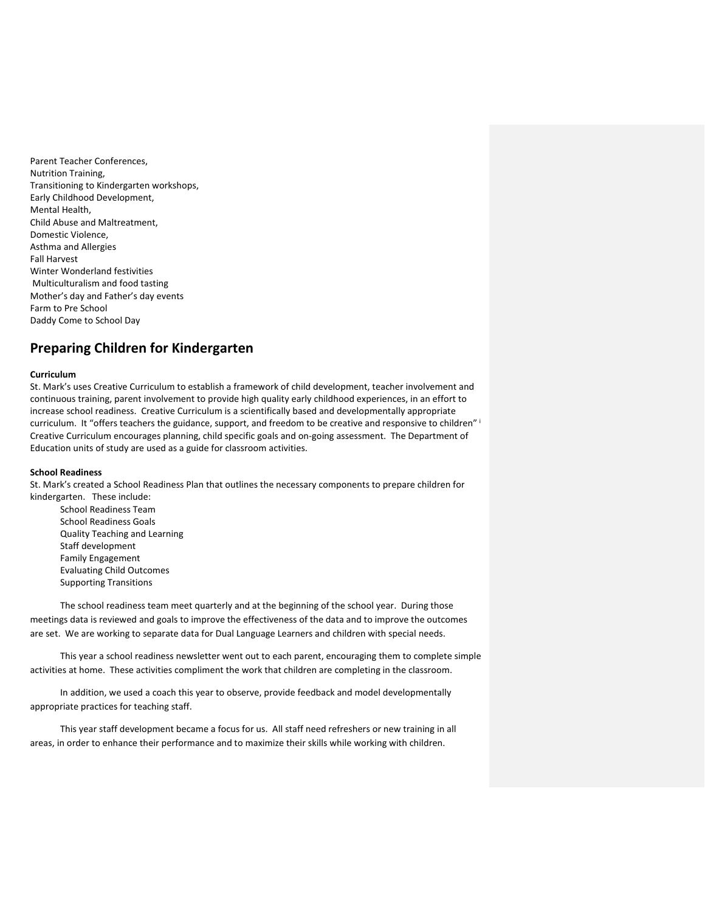Parent Teacher Conferences,
Nutrition Training,
Transitioning to Kindergarten workshops,
Early Childhood Development,
Mental Health,
Child Abuse and Maltreatment,
Domestic Violence,
Asthma and Allergies
Fall Harvest
Winter Wonderland festivities
Multiculturalism and food tasting
Mother's day and Father's day events
Farm to Pre School
Daddy Come to School Day

## Preparing Children for Kindergarten

**Curriculum**

St. Mark's uses Creative Curriculum to establish a framework of child development, teacher involvement and continuous training, parent involvement to provide high quality early childhood experiences, in an effort to increase school readiness. Creative Curriculum is a scientifically based and developmentally appropriate curriculum. It "offers teachers the guidance, support, and freedom to be creative and responsive to children" [i] Creative Curriculum encourages planning, child specific goals and on-going assessment. The Department of Education units of study are used as a guide for classroom activities.

**School Readiness**

St. Mark's created a School Readiness Plan that outlines the necessary components to prepare children for kindergarten. These include:

- School Readiness Team
- School Readiness Goals
- Quality Teaching and Learning
- Staff development
- Family Engagement
- Evaluating Child Outcomes
- Supporting Transitions

The school readiness team meet quarterly and at the beginning of the school year. During those meetings data is reviewed and goals to improve the effectiveness of the data and to improve the outcomes are set. We are working to separate data for Dual Language Learners and children with special needs.

This year a school readiness newsletter went out to each parent, encouraging them to complete simple activities at home. These activities compliment the work that children are completing in the classroom.

In addition, we used a coach this year to observe, provide feedback and model developmentally appropriate practices for teaching staff.

This year staff development became a focus for us. All staff need refreshers or new training in all areas, in order to enhance their performance and to maximize their skills while working with children.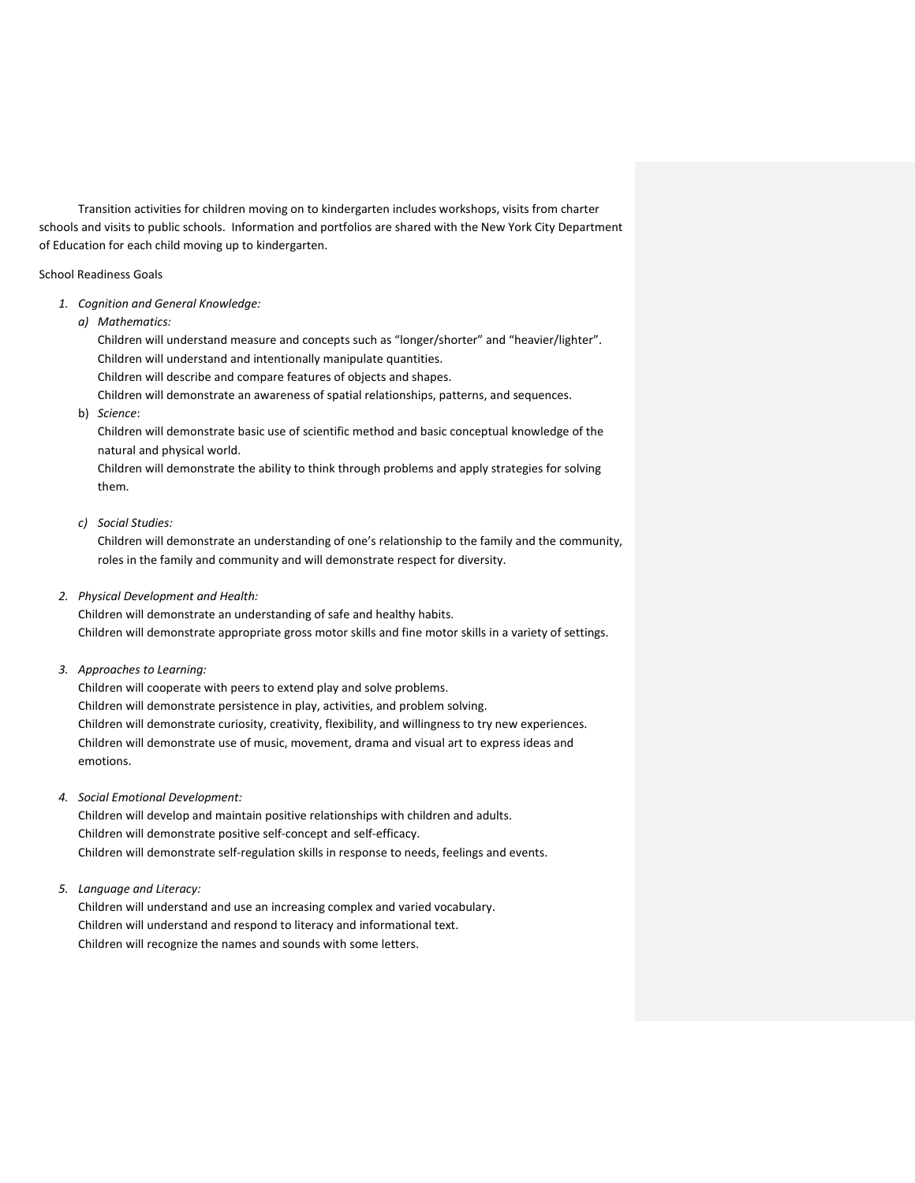Transition activities for children moving on to kindergarten includes workshops, visits from charter schools and visits to public schools. Information and portfolios are shared with the New York City Department of Education for each child moving up to kindergarten.

School Readiness Goals

1. *Cognition and General Knowledge:*
   a) *Mathematics:*
      Children will understand measure and concepts such as "longer/shorter" and "heavier/lighter".
      Children will understand and intentionally manipulate quantities.
      Children will describe and compare features of objects and shapes.
      Children will demonstrate an awareness of spatial relationships, patterns, and sequences.
   b) *Science*:
      Children will demonstrate basic use of scientific method and basic conceptual knowledge of the natural and physical world.
      Children will demonstrate the ability to think through problems and apply strategies for solving them.
   c) *Social Studies:*
      Children will demonstrate an understanding of one's relationship to the family and the community, roles in the family and community and will demonstrate respect for diversity.

2. *Physical Development and Health:*
   Children will demonstrate an understanding of safe and healthy habits.
   Children will demonstrate appropriate gross motor skills and fine motor skills in a variety of settings.

3. *Approaches to Learning:*
   Children will cooperate with peers to extend play and solve problems.
   Children will demonstrate persistence in play, activities, and problem solving.
   Children will demonstrate curiosity, creativity, flexibility, and willingness to try new experiences.
   Children will demonstrate use of music, movement, drama and visual art to express ideas and emotions.

4. *Social Emotional Development:*
   Children will develop and maintain positive relationships with children and adults.
   Children will demonstrate positive self-concept and self-efficacy.
   Children will demonstrate self-regulation skills in response to needs, feelings and events.

5. *Language and Literacy:*
   Children will understand and use an increasing complex and varied vocabulary.
   Children will understand and respond to literacy and informational text.
   Children will recognize the names and sounds with some letters.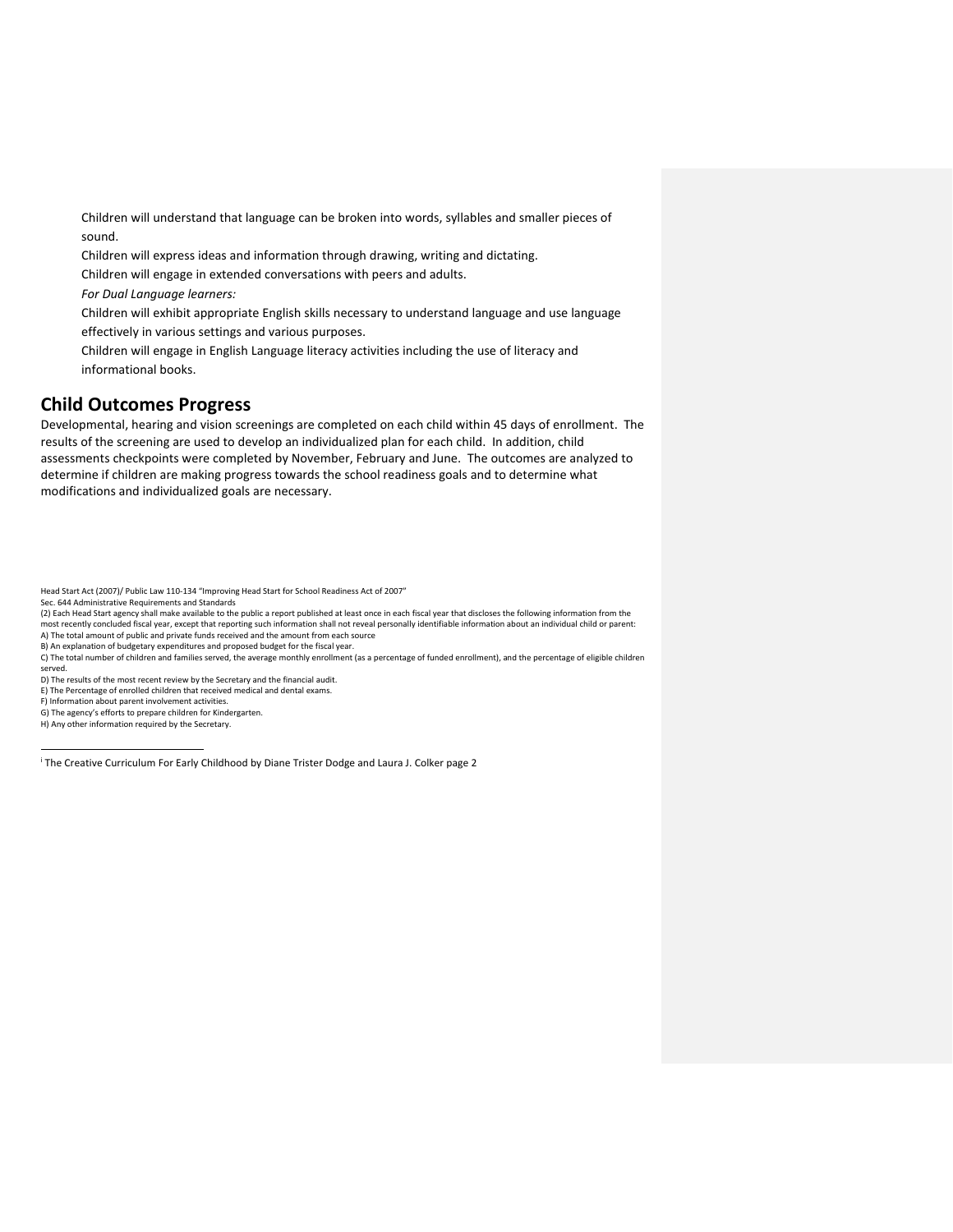Children will understand that language can be broken into words, syllables and smaller pieces of sound.

Children will express ideas and information through drawing, writing and dictating.

Children will engage in extended conversations with peers and adults.

*For Dual Language learners:*

Children will exhibit appropriate English skills necessary to understand language and use language effectively in various settings and various purposes.

Children will engage in English Language literacy activities including the use of literacy and informational books.

## Child Outcomes Progress

Developmental, hearing and vision screenings are completed on each child within 45 days of enrollment. The results of the screening are used to develop an individualized plan for each child. In addition, child assessments checkpoints were completed by November, February and June. The outcomes are analyzed to determine if children are making progress towards the school readiness goals and to determine what modifications and individualized goals are necessary.

Head Start Act (2007)/ Public Law 110-134 "Improving Head Start for School Readiness Act of 2007"

Sec. 644 Administrative Requirements and Standards

(2) Each Head Start agency shall make available to the public a report published at least once in each fiscal year that discloses the following information from the most recently concluded fiscal year, except that reporting such information shall not reveal personally identifiable information about an individual child or parent:

A) The total amount of public and private funds received and the amount from each source

B) An explanation of budgetary expenditures and proposed budget for the fiscal year.

C) The total number of children and families served, the average monthly enrollment (as a percentage of funded enrollment), and the percentage of eligible children served.

D) The results of the most recent review by the Secretary and the financial audit.

E) The Percentage of enrolled children that received medical and dental exams.

F) Information about parent involvement activities.

G) The agency's efforts to prepare children for Kindergarten.

H) Any other information required by the Secretary.

---

[i] The Creative Curriculum For Early Childhood by Diane Trister Dodge and Laura J. Colker page 2